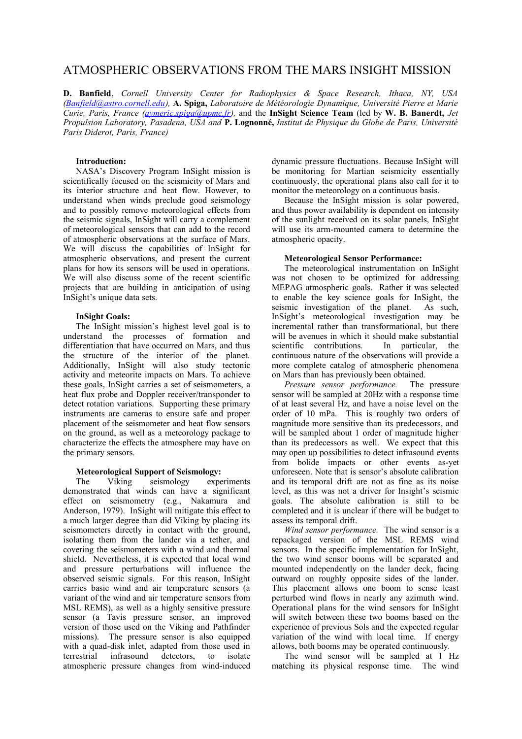# ATMOSPHERIC OBSERVATIONS FROM THE MARS INSIGHT MISSION

**D. Banfield**, *Cornell University Center for Radiophysics & Space Research, Ithaca, NY, USA (Banfield@astro.cornell.edu)*, **A. Spiga,** *Laboratoire de Météorologie Dynamique, Université Pierre et Marie Curie, Paris, France (aymeric.spiga@upmc.fr)*, and the **InSight Science Team** (led by **W. B. Banerdt,** *Jet Propulsion Laboratory, Pasadena, USA and* **P. Lognonné,** *Institut de Physique du Globe de Paris, Université Paris Diderot, Paris, France)*

### Introduction:

NASA's Discovery Program InSight mission is scientifically focused on the seismicity of Mars and its interior structure and heat flow. However, to understand when winds preclude good seismology and to possibly remove meteorological effects from the seismic signals, InSight will carry a complement of meteorological sensors that can add to the record of atmospheric observations at the surface of Mars. We will discuss the capabilities of InSight for atmospheric observations, and present the current plans for how its sensors will be used in operations. We will also discuss some of the recent scientific projects that are building in anticipation of using InSight's unique data sets.

### InSight Goals:

The InSight mission's highest level goal is to understand the processes of formation and differentiation that have occurred on Mars, and thus the structure of the interior of the planet. Additionally, InSight will also study tectonic activity and meteorite impacts on Mars. To achieve these goals, InSight carries a set of seismometers, a heat flux probe and Doppler receiver/transponder to detect rotation variations. Supporting these primary instruments are cameras to ensure safe and proper placement of the seismometer and heat flow sensors on the ground, as well as a meteorology package to characterize the effects the atmosphere may have on the primary sensors.

### Meteorological Support of Seismology:

The Viking seismology experiments demonstrated that winds can have a significant effect on seismometry (e.g., Nakamura and Anderson, 1979). InSight will mitigate this effect to a much larger degree than did Viking by placing its seismometers directly in contact with the ground, isolating them from the lander via a tether, and covering the seismometers with a wind and thermal shield. Nevertheless, it is expected that local wind and pressure perturbations will influence the observed seismic signals. For this reason, InSight carries basic wind and air temperature sensors (a variant of the wind and air temperature sensors from MSL REMS), as well as a highly sensitive pressure sensor (a Tavis pressure sensor, an improved version of those used on the Viking and Pathfinder missions). The pressure sensor is also equipped with a quad-disk inlet, adapted from those used in terrestrial infrasound detectors, to isolate atmospheric pressure changes from wind-induced dynamic pressure fluctuations. Because InSight will be monitoring for Martian seismicity essentially continuously, the operational plans also call for it to monitor the meteorology on a continuous basis.

Because the InSight mission is solar powered, and thus power availability is dependent on intensity of the sunlight received on its solar panels, InSight will use its arm-mounted camera to determine the atmospheric opacity.

### Meteorological Sensor Performance:

The meteorological instrumentation on InSight was not chosen to be optimized for addressing MEPAG atmospheric goals. Rather it was selected to enable the key science goals for InSight, the seismic investigation of the planet. As such, InSight's meteorological investigation may be incremental rather than transformational, but there will be avenues in which it should make substantial scientific contributions. In particular, the continuous nature of the observations will provide a more complete catalog of atmospheric phenomena on Mars than has previously been obtained.

*Pressure sensor performance.* The pressure sensor will be sampled at 20Hz with a response time of at least several Hz, and have a noise level on the order of 10 mPa. This is roughly two orders of magnitude more sensitive than its predecessors, and will be sampled about 1 order of magnitude higher than its predecessors as well. We expect that this may open up possibilities to detect infrasound events from bolide impacts or other events as-yet unforeseen. Note that is sensor's absolute calibration and its temporal drift are not as fine as its noise level, as this was not a driver for Insight's seismic goals. The absolute calibration is still to be completed and it is unclear if there will be budget to assess its temporal drift.

*Wind sensor performance.* The wind sensor is a repackaged version of the MSL REMS wind sensors. In the specific implementation for InSight, the two wind sensor booms will be separated and mounted independently on the lander deck, facing outward on roughly opposite sides of the lander. This placement allows one boom to sense least perturbed wind flows in nearly any azimuth wind. Operational plans for the wind sensors for InSight will switch between these two booms based on the experience of previous Sols and the expected regular variation of the wind with local time. If energy allows, both booms may be operated continuously.

The wind sensor will be sampled at 1 Hz matching its physical response time. The wind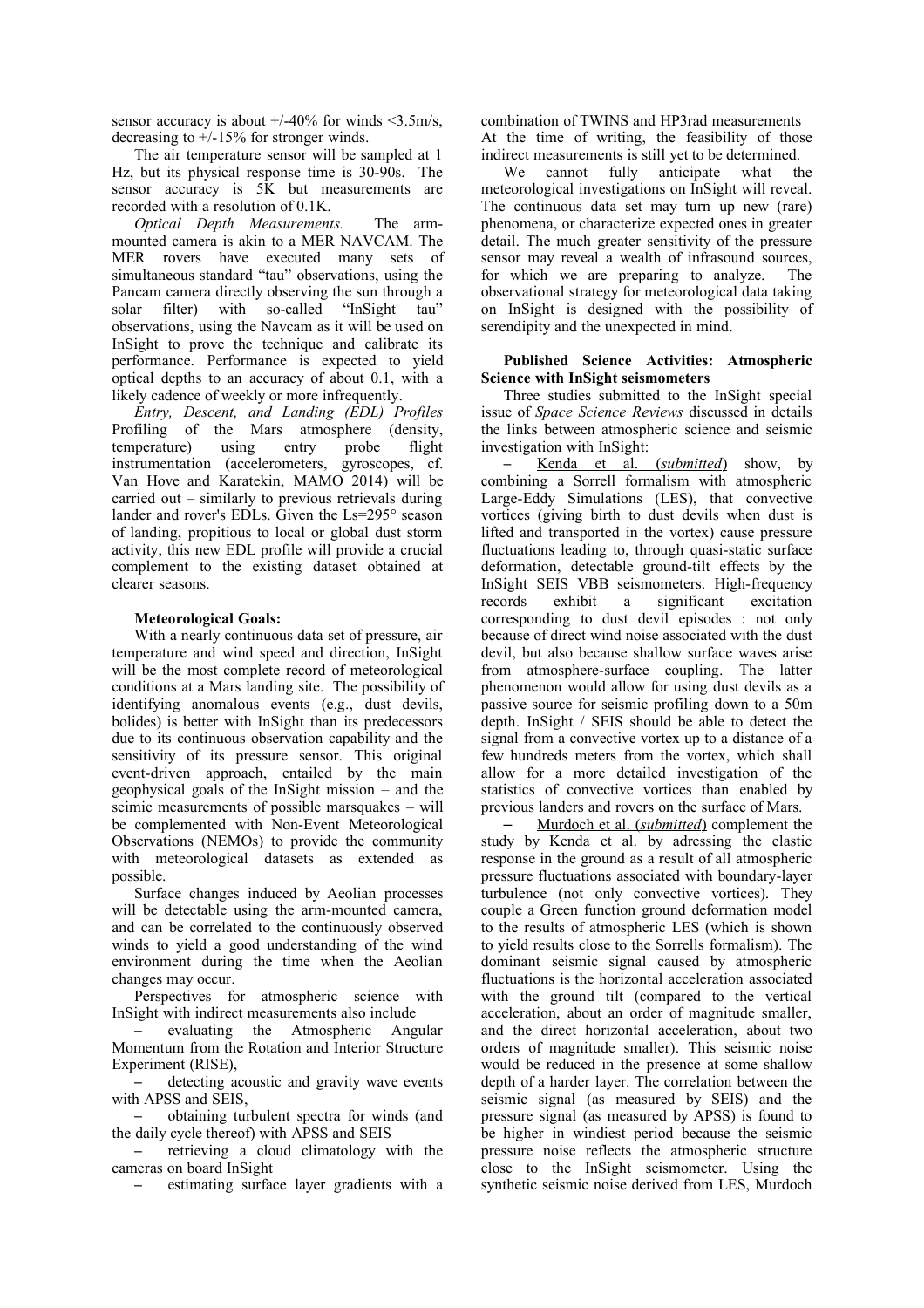sensor accuracy is about +/-40% for winds <3.5m/s, decreasing to +/-15% for stronger winds.

The air temperature sensor will be sampled at 1 Hz, but its physical response time is 30-90s. The sensor accuracy is 5K but measurements are recorded with a resolution of 0.1K.

*Optical Depth Measurements.* The arm-mounted camera is akin to a MER NAVCAM. The MER rovers have executed many sets of simultaneous standard "tau" observations, using the Pancam camera directly observing the sun through a solar filter) with so-called "InSight tau" observations, using the Navcam as it will be used on InSight to prove the technique and calibrate its performance. Performance is expected to yield optical depths to an accuracy of about 0.1, with a likely cadence of weekly or more infrequently.

*Entry, Descent, and Landing (EDL) Profiles* Profiling of the Mars atmosphere (density, temperature) using entry probe flight instrumentation (accelerometers, gyroscopes, cf. Van Hove and Karatekin, MAMO 2014) will be carried out – similarly to previous retrievals during lander and rover's EDLs. Given the Ls=295° season of landing, propitious to local or global dust storm activity, this new EDL profile will provide a crucial complement to the existing dataset obtained at clearer seasons.

**Meteorological Goals:**

With a nearly continuous data set of pressure, air temperature and wind speed and direction, InSight will be the most complete record of meteorological conditions at a Mars landing site. The possibility of identifying anomalous events (e.g., dust devils, bolides) is better with InSight than its predecessors due to its continuous observation capability and the sensitivity of its pressure sensor. This original event-driven approach, entailed by the main geophysical goals of the InSight mission – and the seimic measurements of possible marsquakes – will be complemented with Non-Event Meteorological Observations (NEMOs) to provide the community with meteorological datasets as extended as possible.

Surface changes induced by Aeolian processes will be detectable using the arm-mounted camera, and can be correlated to the continuously observed winds to yield a good understanding of the wind environment during the time when the Aeolian changes may occur.

Perspectives for atmospheric science with InSight with indirect measurements also include

- evaluating the Atmospheric Angular Momentum from the Rotation and Interior Structure Experiment (RISE),
- detecting acoustic and gravity wave events with APSS and SEIS,
- obtaining turbulent spectra for winds (and the daily cycle thereof) with APSS and SEIS
- retrieving a cloud climatology with the cameras on board InSight
- estimating surface layer gradients with a combination of TWINS and HP3rad measurements

At the time of writing, the feasibility of those indirect measurements is still yet to be determined.

We cannot fully anticipate what the meteorological investigations on InSight will reveal. The continuous data set may turn up new (rare) phenomena, or characterize expected ones in greater detail. The much greater sensitivity of the pressure sensor may reveal a wealth of infrasound sources, for which we are preparing to analyze. The observational strategy for meteorological data taking on InSight is designed with the possibility of serendipity and the unexpected in mind.

**Published Science Activities: Atmospheric Science with InSight seismometers**

Three studies submitted to the InSight special issue of *Space Science Reviews* discussed in details the links between atmospheric science and seismic investigation with InSight:

- Kenda et al. (*submitted*) show, by combining a Sorrell formalism with atmospheric Large-Eddy Simulations (LES), that convective vortices (giving birth to dust devils when dust is lifted and transported in the vortex) cause pressure fluctuations leading to, through quasi-static surface deformation, detectable ground-tilt effects by the InSight SEIS VBB seismometers. High-frequency records exhibit a significant excitation corresponding to dust devil episodes : not only because of direct wind noise associated with the dust devil, but also because shallow surface waves arise from atmosphere-surface coupling. The latter phenomenon would allow for using dust devils as a passive source for seismic profiling down to a 50m depth. InSight / SEIS should be able to detect the signal from a convective vortex up to a distance of a few hundreds meters from the vortex, which shall allow for a more detailed investigation of the statistics of convective vortices than enabled by previous landers and rovers on the surface of Mars.
- Murdoch et al. (*submitted*) complement the study by Kenda et al. by adressing the elastic response in the ground as a result of all atmospheric pressure fluctuations associated with boundary-layer turbulence (not only convective vortices). They couple a Green function ground deformation model to the results of atmospheric LES (which is shown to yield results close to the Sorrells formalism). The dominant seismic signal caused by atmospheric fluctuations is the horizontal acceleration associated with the ground tilt (compared to the vertical acceleration, about an order of magnitude smaller, and the direct horizontal acceleration, about two orders of magnitude smaller). This seismic noise would be reduced in the presence at some shallow depth of a harder layer. The correlation between the seismic signal (as measured by SEIS) and the pressure signal (as measured by APSS) is found to be higher in windiest period because the seismic pressure noise reflects the atmospheric structure close to the InSight seismometer. Using the synthetic seismic noise derived from LES, Murdoch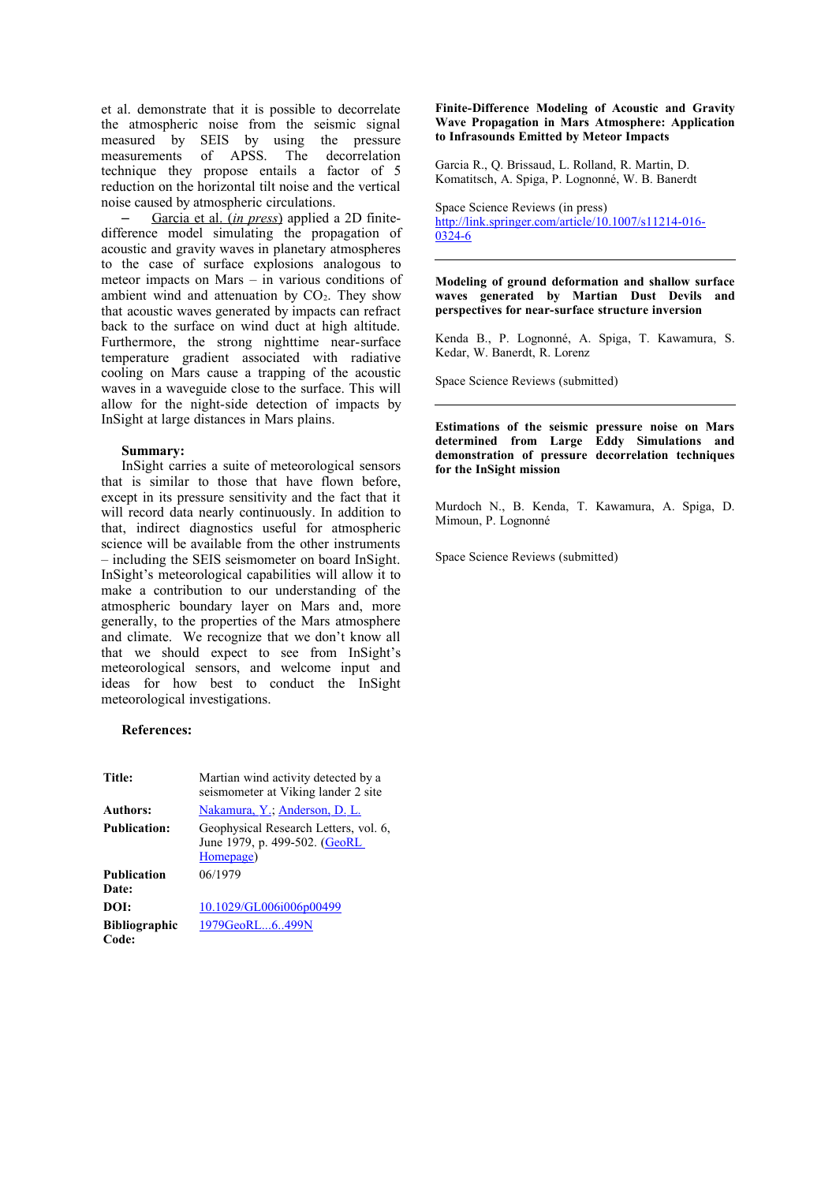et al. demonstrate that it is possible to decorrelate the atmospheric noise from the seismic signal measured by SEIS by using the pressure measurements of APSS. The decorrelation technique they propose entails a factor of 5 reduction on the horizontal tilt noise and the vertical noise caused by atmospheric circulations.

– Garcia et al. (*in press*) applied a 2D finite-difference model simulating the propagation of acoustic and gravity waves in planetary atmospheres to the case of surface explosions analogous to meteor impacts on Mars – in various conditions of ambient wind and attenuation by $CO_2$. They show that acoustic waves generated by impacts can refract back to the surface on wind duct at high altitude. Furthermore, the strong nighttime near-surface temperature gradient associated with radiative cooling on Mars cause a trapping of the acoustic waves in a waveguide close to the surface. This will allow for the night-side detection of impacts by InSight at large distances in Mars plains.

**Summary:**

InSight carries a suite of meteorological sensors that is similar to those that have flown before, except in its pressure sensitivity and the fact that it will record data nearly continuously. In addition to that, indirect diagnostics useful for atmospheric science will be available from the other instruments – including the SEIS seismometer on board InSight. InSight's meteorological capabilities will allow it to make a contribution to our understanding of the atmospheric boundary layer on Mars and, more generally, to the properties of the Mars atmosphere and climate. We recognize that we don't know all that we should expect to see from InSight's meteorological sensors, and welcome input and ideas for how best to conduct the InSight meteorological investigations.

**References:**

| | |
|---|---|
| **Title:** | Martian wind activity detected by a seismometer at Viking lander 2 site |
| **Authors:** | Nakamura, Y.; Anderson, D. L. |
| **Publication:** | Geophysical Research Letters, vol. 6, June 1979, p. 499-502. (GeoRL Homepage) |
| **Publication Date:** | 06/1979 |
| **DOI:** | 10.1029/GL006i006p00499 |
| **Bibliographic Code:** | 1979GeoRL...6..499N |

**Finite-Difference Modeling of Acoustic and Gravity Wave Propagation in Mars Atmosphere: Application to Infrasounds Emitted by Meteor Impacts**

Garcia R., Q. Brissaud, L. Rolland, R. Martin, D. Komatitsch, A. Spiga, P. Lognonné, W. B. Banerdt

Space Science Reviews (in press)
http://link.springer.com/article/10.1007/s11214-016-0324-6

---

**Modeling of ground deformation and shallow surface waves generated by Martian Dust Devils and perspectives for near-surface structure inversion**

Kenda B., P. Lognonné, A. Spiga, T. Kawamura, S. Kedar, W. Banerdt, R. Lorenz

Space Science Reviews (submitted)

---

**Estimations of the seismic pressure noise on Mars determined from Large Eddy Simulations and demonstration of pressure decorrelation techniques for the InSight mission**

Murdoch N., B. Kenda, T. Kawamura, A. Spiga, D. Mimoun, P. Lognonné

Space Science Reviews (submitted)